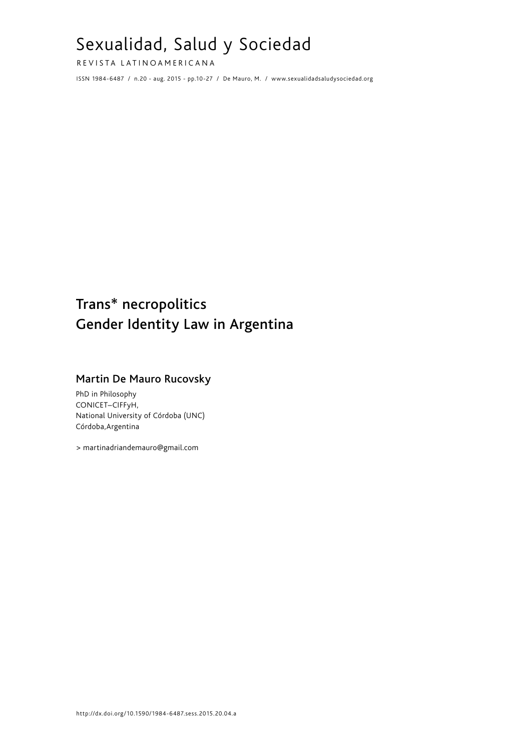# Sexualidad, Salud y Sociedad

REVISTA LATINOAMERICANA

ISSN 1984-6487 / n.20 - aug. 2015 - pp.10-27 / De Mauro, M. / www.sexualidadsaludysociedad.org

## Trans* necropolitics
## Gender Identity Law in Argentina

### Martin De Mauro Rucovsky

PhD in Philosophy
CONICET–CIFFyH,
National University of Córdoba (UNC)
Córdoba,Argentina

> martinadriandemauro@gmail.com

http://dx.doi.org/10.1590/1984-6487.sess.2015.20.04.a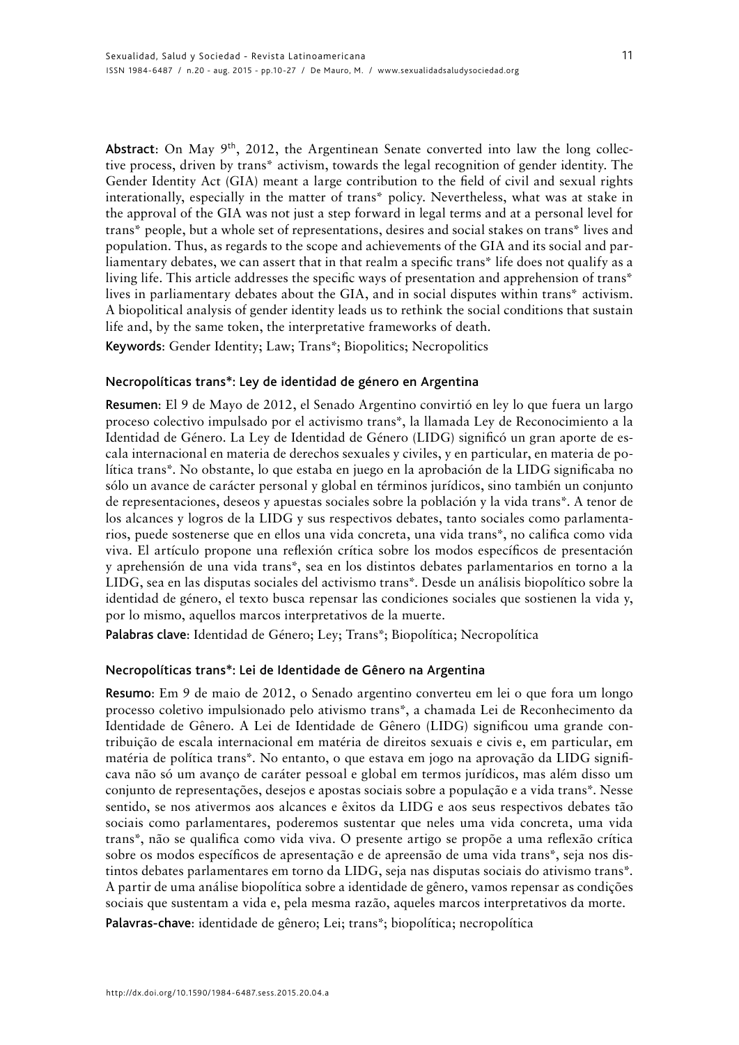**Abstract**: On May 9th, 2012, the Argentinean Senate converted into law the long collective process, driven by trans* activism, towards the legal recognition of gender identity. The Gender Identity Act (GIA) meant a large contribution to the field of civil and sexual rights interationally, especially in the matter of trans* policy. Nevertheless, what was at stake in the approval of the GIA was not just a step forward in legal terms and at a personal level for trans* people, but a whole set of representations, desires and social stakes on trans* lives and population. Thus, as regards to the scope and achievements of the GIA and its social and parliamentary debates, we can assert that in that realm a specific trans* life does not qualify as a living life. This article addresses the specific ways of presentation and apprehension of trans* lives in parliamentary debates about the GIA, and in social disputes within trans* activism. A biopolitical analysis of gender identity leads us to rethink the social conditions that sustain life and, by the same token, the interpretative frameworks of death.

**Keywords**: Gender Identity; Law; Trans*; Biopolitics; Necropolitics

## Necropolíticas trans*: Ley de identidad de género en Argentina

**Resumen**: El 9 de Mayo de 2012, el Senado Argentino convirtió en ley lo que fuera un largo proceso colectivo impulsado por el activismo trans*, la llamada Ley de Reconocimiento a la Identidad de Género. La Ley de Identidad de Género (LIDG) significó un gran aporte de escala internacional en materia de derechos sexuales y civiles, y en particular, en materia de política trans*. No obstante, lo que estaba en juego en la aprobación de la LIDG significaba no sólo un avance de carácter personal y global en términos jurídicos, sino también un conjunto de representaciones, deseos y apuestas sociales sobre la población y la vida trans*. A tenor de los alcances y logros de la LIDG y sus respectivos debates, tanto sociales como parlamentarios, puede sostenerse que en ellos una vida concreta, una vida trans*, no califica como vida viva. El artículo propone una reflexión crítica sobre los modos específicos de presentación y aprehensión de una vida trans*, sea en los distintos debates parlamentarios en torno a la LIDG, sea en las disputas sociales del activismo trans*. Desde un análisis biopolítico sobre la identidad de género, el texto busca repensar las condiciones sociales que sostienen la vida y, por lo mismo, aquellos marcos interpretativos de la muerte.

**Palabras clave**: Identidad de Género; Ley; Trans*; Biopolítica; Necropolítica

## Necropolíticas trans*: Lei de Identidade de Gênero na Argentina

**Resumo**: Em 9 de maio de 2012, o Senado argentino converteu em lei o que fora um longo processo coletivo impulsionado pelo ativismo trans*, a chamada Lei de Reconhecimento da Identidade de Gênero. A Lei de Identidade de Gênero (LIDG) significou uma grande contribuição de escala internacional em matéria de direitos sexuais e civis e, em particular, em matéria de política trans*. No entanto, o que estava em jogo na aprovação da LIDG significava não só um avanço de caráter pessoal e global em termos jurídicos, mas além disso um conjunto de representações, desejos e apostas sociais sobre a população e a vida trans*. Nesse sentido, se nos ativermos aos alcances e êxitos da LIDG e aos seus respectivos debates tão sociais como parlamentares, poderemos sustentar que neles uma vida concreta, uma vida trans*, não se qualifica como vida viva. O presente artigo se propõe a uma reflexão crítica sobre os modos específicos de apresentação e de apreensão de uma vida trans*, seja nos distintos debates parlamentares em torno da LIDG, seja nas disputas sociais do ativismo trans*. A partir de uma análise biopolítica sobre a identidade de gênero, vamos repensar as condições sociais que sustentam a vida e, pela mesma razão, aqueles marcos interpretativos da morte.

**Palavras-chave**: identidade de gênero; Lei; trans*; biopolítica; necropolítica

http://dx.doi.org/10.1590/1984-6487.sess.2015.20.04.a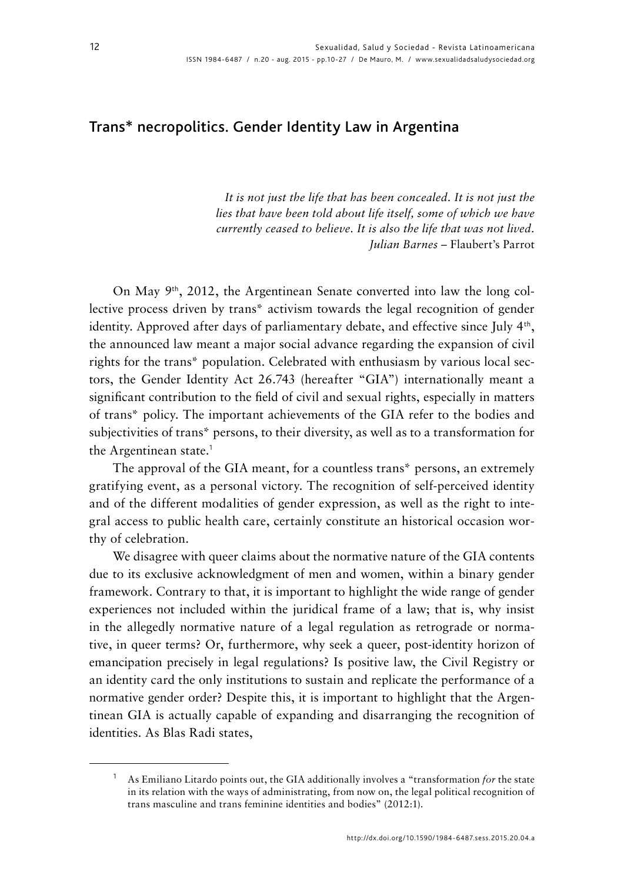## Trans* necropolitics. Gender Identity Law in Argentina

> *It is not just the life that has been concealed. It is not just the lies that have been told about life itself, some of which we have currently ceased to believe. It is also the life that was not lived.*
> *Julian Barnes* – Flaubert's Parrot

On May 9th, 2012, the Argentinean Senate converted into law the long collective process driven by trans* activism towards the legal recognition of gender identity. Approved after days of parliamentary debate, and effective since July 4th, the announced law meant a major social advance regarding the expansion of civil rights for the trans* population. Celebrated with enthusiasm by various local sectors, the Gender Identity Act 26.743 (hereafter "GIA") internationally meant a significant contribution to the field of civil and sexual rights, especially in matters of trans* policy. The important achievements of the GIA refer to the bodies and subjectivities of trans* persons, to their diversity, as well as to a transformation for the Argentinean state.[1]

The approval of the GIA meant, for a countless trans* persons, an extremely gratifying event, as a personal victory. The recognition of self-perceived identity and of the different modalities of gender expression, as well as the right to integral access to public health care, certainly constitute an historical occasion worthy of celebration.

We disagree with queer claims about the normative nature of the GIA contents due to its exclusive acknowledgment of men and women, within a binary gender framework. Contrary to that, it is important to highlight the wide range of gender experiences not included within the juridical frame of a law; that is, why insist in the allegedly normative nature of a legal regulation as retrograde or normative, in queer terms? Or, furthermore, why seek a queer, post-identity horizon of emancipation precisely in legal regulations? Is positive law, the Civil Registry or an identity card the only institutions to sustain and replicate the performance of a normative gender order? Despite this, it is important to highlight that the Argentinean GIA is actually capable of expanding and disarranging the recognition of identities. As Blas Radi states,

[1] As Emiliano Litardo points out, the GIA additionally involves a "transformation *for* the state in its relation with the ways of administrating, from now on, the legal political recognition of trans masculine and trans feminine identities and bodies" (2012:1).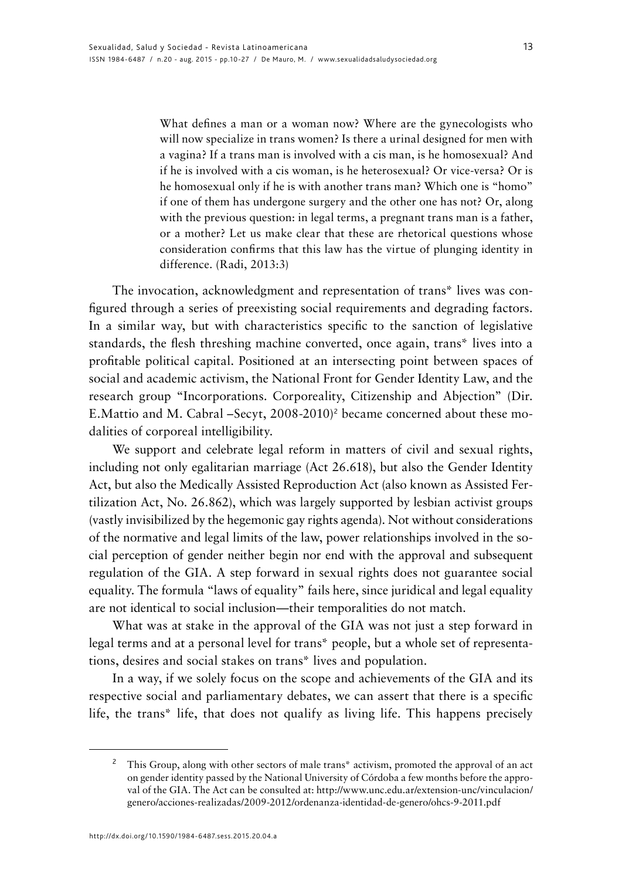> What defines a man or a woman now? Where are the gynecologists who will now specialize in trans women? Is there a urinal designed for men with a vagina? If a trans man is involved with a cis man, is he homosexual? And if he is involved with a cis woman, is he heterosexual? Or vice-versa? Or is he homosexual only if he is with another trans man? Which one is "homo" if one of them has undergone surgery and the other one has not? Or, along with the previous question: in legal terms, a pregnant trans man is a father, or a mother? Let us make clear that these are rhetorical questions whose consideration confirms that this law has the virtue of plunging identity in difference. (Radi, 2013:3)

The invocation, acknowledgment and representation of trans* lives was configured through a series of preexisting social requirements and degrading factors. In a similar way, but with characteristics specific to the sanction of legislative standards, the flesh threshing machine converted, once again, trans* lives into a profitable political capital. Positioned at an intersecting point between spaces of social and academic activism, the National Front for Gender Identity Law, and the research group "Incorporations. Corporeality, Citizenship and Abjection" (Dir. E.Mattio and M. Cabral –Secyt, 2008-2010)[2] became concerned about these modalities of corporeal intelligibility.

We support and celebrate legal reform in matters of civil and sexual rights, including not only egalitarian marriage (Act 26.618), but also the Gender Identity Act, but also the Medically Assisted Reproduction Act (also known as Assisted Fertilization Act, No. 26.862), which was largely supported by lesbian activist groups (vastly invisibilized by the hegemonic gay rights agenda). Not without considerations of the normative and legal limits of the law, power relationships involved in the social perception of gender neither begin nor end with the approval and subsequent regulation of the GIA. A step forward in sexual rights does not guarantee social equality. The formula "laws of equality" fails here, since juridical and legal equality are not identical to social inclusion—their temporalities do not match.

What was at stake in the approval of the GIA was not just a step forward in legal terms and at a personal level for trans* people, but a whole set of representations, desires and social stakes on trans* lives and population.

In a way, if we solely focus on the scope and achievements of the GIA and its respective social and parliamentary debates, we can assert that there is a specific life, the trans* life, that does not qualify as living life. This happens precisely

[2] This Group, along with other sectors of male trans* activism, promoted the approval of an act on gender identity passed by the National University of Córdoba a few months before the approval of the GIA. The Act can be consulted at: http://www.unc.edu.ar/extension-unc/vinculacion/genero/acciones-realizadas/2009-2012/ordenanza-identidad-de-genero/ohcs-9-2011.pdf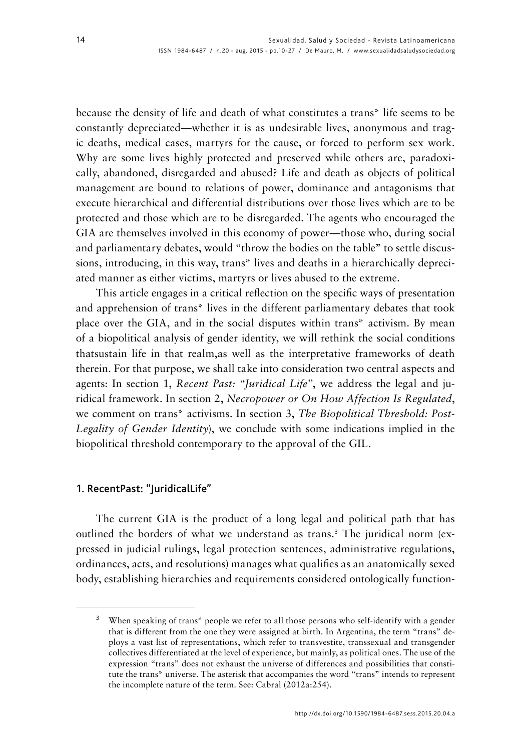because the density of life and death of what constitutes a trans* life seems to be constantly depreciated—whether it is as undesirable lives, anonymous and tragic deaths, medical cases, martyrs for the cause, or forced to perform sex work. Why are some lives highly protected and preserved while others are, paradoxically, abandoned, disregarded and abused? Life and death as objects of political management are bound to relations of power, dominance and antagonisms that execute hierarchical and differential distributions over those lives which are to be protected and those which are to be disregarded. The agents who encouraged the GIA are themselves involved in this economy of power—those who, during social and parliamentary debates, would "throw the bodies on the table" to settle discussions, introducing, in this way, trans* lives and deaths in a hierarchically depreciated manner as either victims, martyrs or lives abused to the extreme.

This article engages in a critical reflection on the specific ways of presentation and apprehension of trans* lives in the different parliamentary debates that took place over the GIA, and in the social disputes within trans* activism. By mean of a biopolitical analysis of gender identity, we will rethink the social conditions thatsustain life in that realm,as well as the interpretative frameworks of death therein. For that purpose, we shall take into consideration two central aspects and agents: In section 1, *Recent Past: "Juridical Life"*, we address the legal and juridical framework. In section 2, *Necropower or On How Affection Is Regulated*, we comment on trans* activisms. In section 3, *The Biopolitical Threshold: Post-Legality of Gender Identity*), we conclude with some indications implied in the biopolitical threshold contemporary to the approval of the GIL.

## 1. RecentPast: "JuridicalLife"

The current GIA is the product of a long legal and political path that has outlined the borders of what we understand as trans.[3] The juridical norm (expressed in judicial rulings, legal protection sentences, administrative regulations, ordinances, acts, and resolutions) manages what qualifies as an anatomically sexed body, establishing hierarchies and requirements considered ontologically function-

---

[3] When speaking of trans* people we refer to all those persons who self-identify with a gender that is different from the one they were assigned at birth. In Argentina, the term "trans" deploys a vast list of representations, which refer to transvestite, transsexual and transgender collectives differentiated at the level of experience, but mainly, as political ones. The use of the expression "trans" does not exhaust the universe of differences and possibilities that constitute the trans* universe. The asterisk that accompanies the word "trans" intends to represent the incomplete nature of the term. See: Cabral (2012a:254).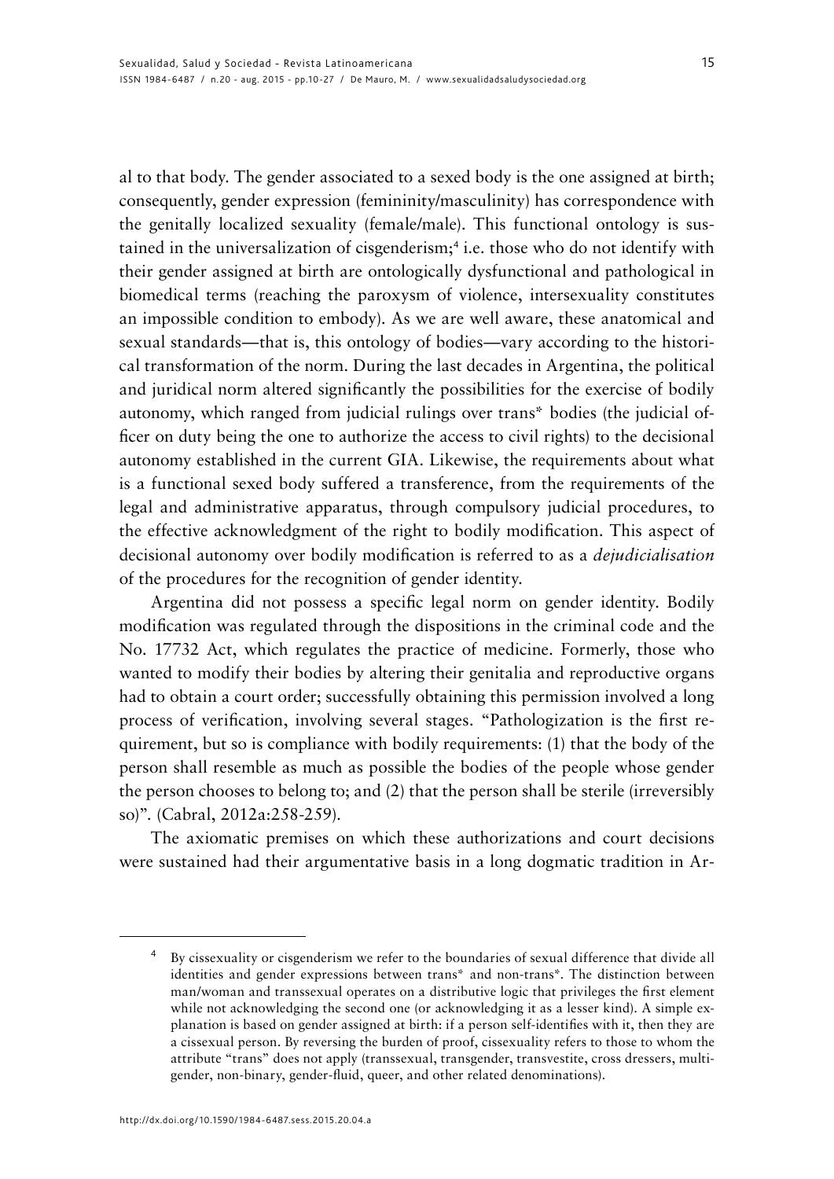al to that body. The gender associated to a sexed body is the one assigned at birth; consequently, gender expression (femininity/masculinity) has correspondence with the genitally localized sexuality (female/male). This functional ontology is sustained in the universalization of cisgenderism;[4] i.e. those who do not identify with their gender assigned at birth are ontologically dysfunctional and pathological in biomedical terms (reaching the paroxysm of violence, intersexuality constitutes an impossible condition to embody). As we are well aware, these anatomical and sexual standards—that is, this ontology of bodies—vary according to the historical transformation of the norm. During the last decades in Argentina, the political and juridical norm altered significantly the possibilities for the exercise of bodily autonomy, which ranged from judicial rulings over trans* bodies (the judicial officer on duty being the one to authorize the access to civil rights) to the decisional autonomy established in the current GIA. Likewise, the requirements about what is a functional sexed body suffered a transference, from the requirements of the legal and administrative apparatus, through compulsory judicial procedures, to the effective acknowledgment of the right to bodily modification. This aspect of decisional autonomy over bodily modification is referred to as a *dejudicialisation* of the procedures for the recognition of gender identity.

Argentina did not possess a specific legal norm on gender identity. Bodily modification was regulated through the dispositions in the criminal code and the No. 17732 Act, which regulates the practice of medicine. Formerly, those who wanted to modify their bodies by altering their genitalia and reproductive organs had to obtain a court order; successfully obtaining this permission involved a long process of verification, involving several stages. "Pathologization is the first requirement, but so is compliance with bodily requirements: (1) that the body of the person shall resemble as much as possible the bodies of the people whose gender the person chooses to belong to; and (2) that the person shall be sterile (irreversibly so)". (Cabral, 2012a:258-259).

The axiomatic premises on which these authorizations and court decisions were sustained had their argumentative basis in a long dogmatic tradition in Ar-

---

[4] By cissexuality or cisgenderism we refer to the boundaries of sexual difference that divide all identities and gender expressions between trans* and non-trans*. The distinction between man/woman and transsexual operates on a distributive logic that privileges the first element while not acknowledging the second one (or acknowledging it as a lesser kind). A simple explanation is based on gender assigned at birth: if a person self-identifies with it, then they are a cissexual person. By reversing the burden of proof, cissexuality refers to those to whom the attribute "trans" does not apply (transsexual, transgender, transvestite, cross dressers, multigender, non-binary, gender-fluid, queer, and other related denominations).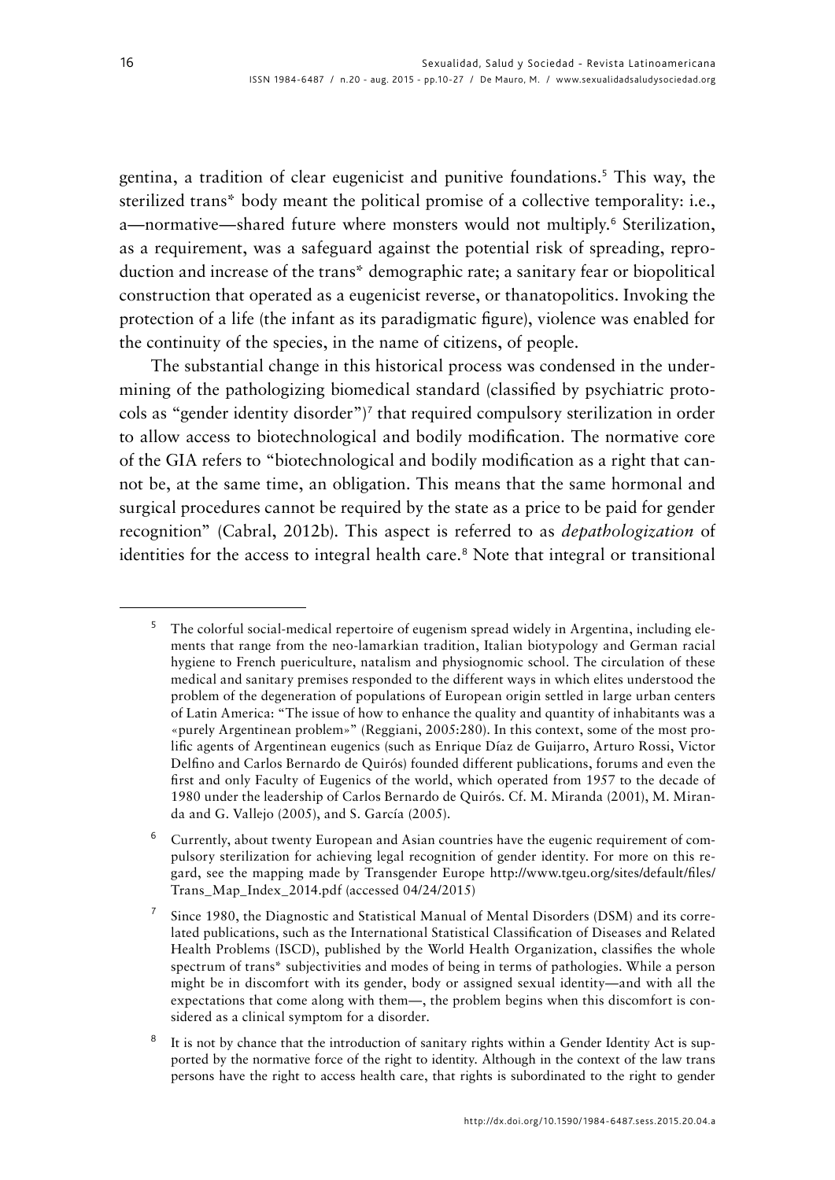gentina, a tradition of clear eugenicist and punitive foundations.[5] This way, the sterilized trans* body meant the political promise of a collective temporality: i.e., a—normative—shared future where monsters would not multiply.[6] Sterilization, as a requirement, was a safeguard against the potential risk of spreading, reproduction and increase of the trans* demographic rate; a sanitary fear or biopolitical construction that operated as a eugenicist reverse, or thanatopolitics. Invoking the protection of a life (the infant as its paradigmatic figure), violence was enabled for the continuity of the species, in the name of citizens, of people.

The substantial change in this historical process was condensed in the undermining of the pathologizing biomedical standard (classified by psychiatric protocols as "gender identity disorder")[7] that required compulsory sterilization in order to allow access to biotechnological and bodily modification. The normative core of the GIA refers to "biotechnological and bodily modification as a right that cannot be, at the same time, an obligation. This means that the same hormonal and surgical procedures cannot be required by the state as a price to be paid for gender recognition" (Cabral, 2012b). This aspect is referred to as *depathologization* of identities for the access to integral health care.[8] Note that integral or transitional

[5] The colorful social-medical repertoire of eugenism spread widely in Argentina, including elements that range from the neo-lamarkian tradition, Italian biotypology and German racial hygiene to French puericulture, natalism and physiognomic school. The circulation of these medical and sanitary premises responded to the different ways in which elites understood the problem of the degeneration of populations of European origin settled in large urban centers of Latin America: "The issue of how to enhance the quality and quantity of inhabitants was a «purely Argentinean problem»" (Reggiani, 2005:280). In this context, some of the most prolific agents of Argentinean eugenics (such as Enrique Díaz de Guijarro, Arturo Rossi, Victor Delfino and Carlos Bernardo de Quirós) founded different publications, forums and even the first and only Faculty of Eugenics of the world, which operated from 1957 to the decade of 1980 under the leadership of Carlos Bernardo de Quirós. Cf. M. Miranda (2001), M. Miranda and G. Vallejo (2005), and S. García (2005).

[6] Currently, about twenty European and Asian countries have the eugenic requirement of compulsory sterilization for achieving legal recognition of gender identity. For more on this regard, see the mapping made by Transgender Europe http://www.tgeu.org/sites/default/files/Trans_Map_Index_2014.pdf (accessed 04/24/2015)

[7] Since 1980, the Diagnostic and Statistical Manual of Mental Disorders (DSM) and its correlated publications, such as the International Statistical Classification of Diseases and Related Health Problems (ISCD), published by the World Health Organization, classifies the whole spectrum of trans* subjectivities and modes of being in terms of pathologies. While a person might be in discomfort with its gender, body or assigned sexual identity—and with all the expectations that come along with them—, the problem begins when this discomfort is considered as a clinical symptom for a disorder.

[8] It is not by chance that the introduction of sanitary rights within a Gender Identity Act is supported by the normative force of the right to identity. Although in the context of the law trans persons have the right to access health care, that rights is subordinated to the right to gender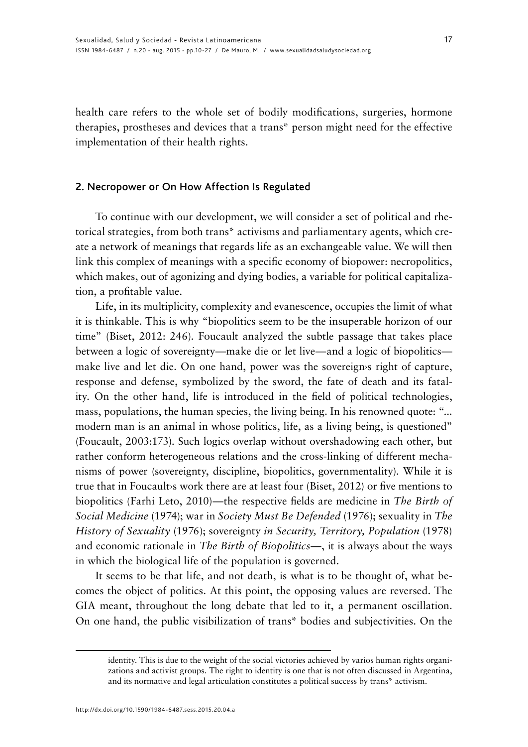health care refers to the whole set of bodily modifications, surgeries, hormone therapies, prostheses and devices that a trans* person might need for the effective implementation of their health rights.

## 2. Necropower or On How Affection Is Regulated

To continue with our development, we will consider a set of political and rhetorical strategies, from both trans* activisms and parliamentary agents, which create a network of meanings that regards life as an exchangeable value. We will then link this complex of meanings with a specific economy of biopower: necropolitics, which makes, out of agonizing and dying bodies, a variable for political capitalization, a profitable value.

Life, in its multiplicity, complexity and evanescence, occupies the limit of what it is thinkable. This is why "biopolitics seem to be the insuperable horizon of our time" (Biset, 2012: 246). Foucault analyzed the subtle passage that takes place between a logic of sovereignty—make die or let live—and a logic of biopolitics—make live and let die. On one hand, power was the sovereign›s right of capture, response and defense, symbolized by the sword, the fate of death and its fatality. On the other hand, life is introduced in the field of political technologies, mass, populations, the human species, the living being. In his renowned quote: "... modern man is an animal in whose politics, life, as a living being, is questioned" (Foucault, 2003:173). Such logics overlap without overshadowing each other, but rather conform heterogeneous relations and the cross-linking of different mechanisms of power (sovereignty, discipline, biopolitics, governmentality). While it is true that in Foucault›s work there are at least four (Biset, 2012) or five mentions to biopolitics (Farhi Leto, 2010)—the respective fields are medicine in *The Birth of Social Medicine* (1974); war in *Society Must Be Defended* (1976); sexuality in *The History of Sexuality* (1976); sovereignty *in Security, Territory, Population* (1978) and economic rationale in *The Birth of Biopolitics*—, it is always about the ways in which the biological life of the population is governed.

It seems to be that life, and not death, is what is to be thought of, what becomes the object of politics. At this point, the opposing values are reversed. The GIA meant, throughout the long debate that led to it, a permanent oscillation. On one hand, the public visibilization of trans* bodies and subjectivities. On the

identity. This is due to the weight of the social victories achieved by varios human rights organizations and activist groups. The right to identity is one that is not often discussed in Argentina, and its normative and legal articulation constitutes a political success by trans* activism.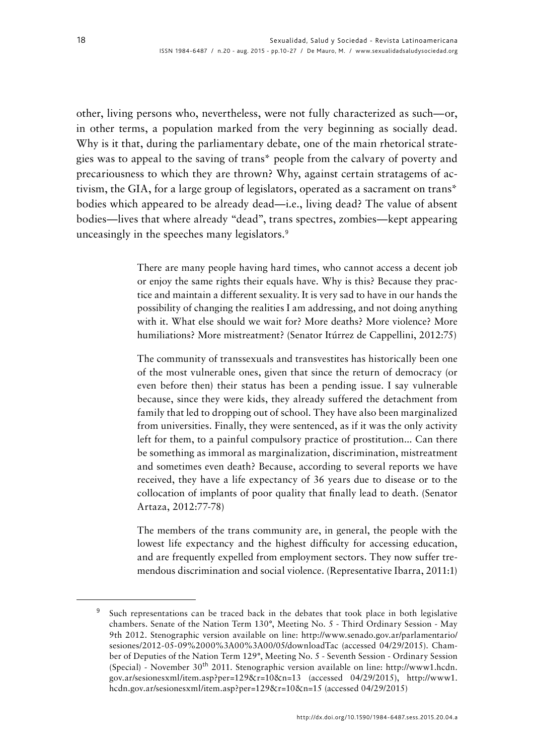other, living persons who, nevertheless, were not fully characterized as such—or, in other terms, a population marked from the very beginning as socially dead. Why is it that, during the parliamentary debate, one of the main rhetorical strategies was to appeal to the saving of trans* people from the calvary of poverty and precariousness to which they are thrown? Why, against certain stratagems of activism, the GIA, for a large group of legislators, operated as a sacrament on trans* bodies which appeared to be already dead—i.e., living dead? The value of absent bodies—lives that where already "dead", trans spectres, zombies—kept appearing unceasingly in the speeches many legislators.[9]

> There are many people having hard times, who cannot access a decent job or enjoy the same rights their equals have. Why is this? Because they practice and maintain a different sexuality. It is very sad to have in our hands the possibility of changing the realities I am addressing, and not doing anything with it. What else should we wait for? More deaths? More violence? More humiliations? More mistreatment? (Senator Itúrrez de Cappellini, 2012:75)

> The community of transsexuals and transvestites has historically been one of the most vulnerable ones, given that since the return of democracy (or even before then) their status has been a pending issue. I say vulnerable because, since they were kids, they already suffered the detachment from family that led to dropping out of school. They have also been marginalized from universities. Finally, they were sentenced, as if it was the only activity left for them, to a painful compulsory practice of prostitution... Can there be something as immoral as marginalization, discrimination, mistreatment and sometimes even death? Because, according to several reports we have received, they have a life expectancy of 36 years due to disease or to the collocation of implants of poor quality that finally lead to death. (Senator Artaza, 2012:77-78)

> The members of the trans community are, in general, the people with the lowest life expectancy and the highest difficulty for accessing education, and are frequently expelled from employment sectors. They now suffer tremendous discrimination and social violence. (Representative Ibarra, 2011:1)

---

[9] Such representations can be traced back in the debates that took place in both legislative chambers. Senate of the Nation Term 130°, Meeting No. 5 - Third Ordinary Session - May 9th 2012. Stenographic version available on line: http://www.senado.gov.ar/parlamentario/sesiones/2012-05-09%2000%3A00%3A00/05/downloadTac (accessed 04/29/2015). Chamber of Deputies of the Nation Term 129°, Meeting No. 5 - Seventh Session - Ordinary Session (Special) - November 30th 2011. Stenographic version available on line: http://www1.hcdn.gov.ar/sesionesxml/item.asp?per=129&r=10&n=13 (accessed 04/29/2015), http://www1.hcdn.gov.ar/sesionesxml/item.asp?per=129&r=10&n=15 (accessed 04/29/2015)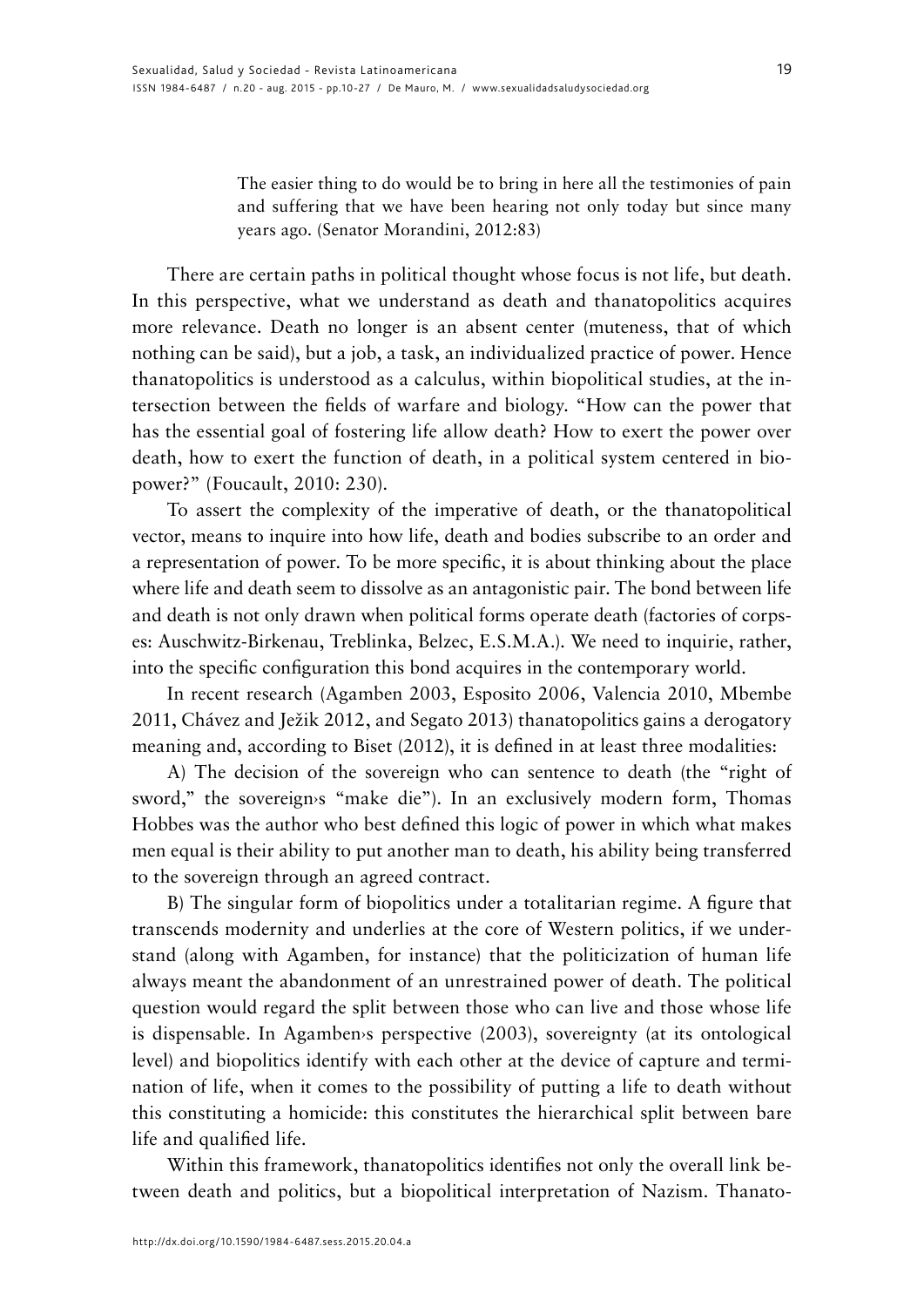> The easier thing to do would be to bring in here all the testimonies of pain and suffering that we have been hearing not only today but since many years ago. (Senator Morandini, 2012:83)

There are certain paths in political thought whose focus is not life, but death. In this perspective, what we understand as death and thanatopolitics acquires more relevance. Death no longer is an absent center (muteness, that of which nothing can be said), but a job, a task, an individualized practice of power. Hence thanatopolitics is understood as a calculus, within biopolitical studies, at the intersection between the fields of warfare and biology. "How can the power that has the essential goal of fostering life allow death? How to exert the power over death, how to exert the function of death, in a political system centered in biopower?" (Foucault, 2010: 230).

To assert the complexity of the imperative of death, or the thanatopolitical vector, means to inquire into how life, death and bodies subscribe to an order and a representation of power. To be more specific, it is about thinking about the place where life and death seem to dissolve as an antagonistic pair. The bond between life and death is not only drawn when political forms operate death (factories of corpses: Auschwitz-Birkenau, Treblinka, Belzec, E.S.M.A.). We need to inquirie, rather, into the specific configuration this bond acquires in the contemporary world.

In recent research (Agamben 2003, Esposito 2006, Valencia 2010, Mbembe 2011, Chávez and Ježik 2012, and Segato 2013) thanatopolitics gains a derogatory meaning and, according to Biset (2012), it is defined in at least three modalities:

A) The decision of the sovereign who can sentence to death (the "right of sword," the sovereign›s "make die"). In an exclusively modern form, Thomas Hobbes was the author who best defined this logic of power in which what makes men equal is their ability to put another man to death, his ability being transferred to the sovereign through an agreed contract.

B) The singular form of biopolitics under a totalitarian regime. A figure that transcends modernity and underlies at the core of Western politics, if we understand (along with Agamben, for instance) that the politicization of human life always meant the abandonment of an unrestrained power of death. The political question would regard the split between those who can live and those whose life is dispensable. In Agamben›s perspective (2003), sovereignty (at its ontological level) and biopolitics identify with each other at the device of capture and termination of life, when it comes to the possibility of putting a life to death without this constituting a homicide: this constitutes the hierarchical split between bare life and qualified life.

Within this framework, thanatopolitics identifies not only the overall link between death and politics, but a biopolitical interpretation of Nazism. Thanato-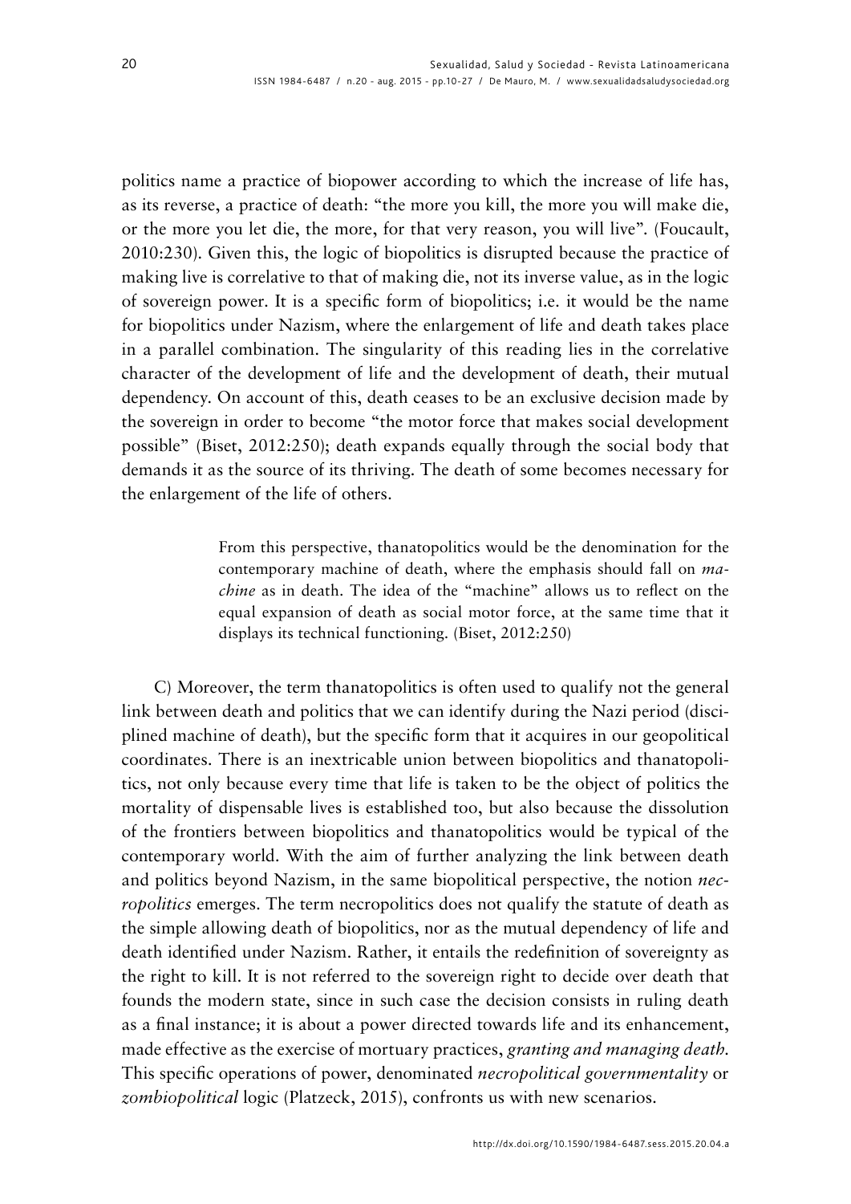politics name a practice of biopower according to which the increase of life has, as its reverse, a practice of death: "the more you kill, the more you will make die, or the more you let die, the more, for that very reason, you will live". (Foucault, 2010:230). Given this, the logic of biopolitics is disrupted because the practice of making live is correlative to that of making die, not its inverse value, as in the logic of sovereign power. It is a specific form of biopolitics; i.e. it would be the name for biopolitics under Nazism, where the enlargement of life and death takes place in a parallel combination. The singularity of this reading lies in the correlative character of the development of life and the development of death, their mutual dependency. On account of this, death ceases to be an exclusive decision made by the sovereign in order to become "the motor force that makes social development possible" (Biset, 2012:250); death expands equally through the social body that demands it as the source of its thriving. The death of some becomes necessary for the enlargement of the life of others.

> From this perspective, thanatopolitics would be the denomination for the contemporary machine of death, where the emphasis should fall on *machine* as in death. The idea of the "machine" allows us to reflect on the equal expansion of death as social motor force, at the same time that it displays its technical functioning. (Biset, 2012:250)

C) Moreover, the term thanatopolitics is often used to qualify not the general link between death and politics that we can identify during the Nazi period (disciplined machine of death), but the specific form that it acquires in our geopolitical coordinates. There is an inextricable union between biopolitics and thanatopolitics, not only because every time that life is taken to be the object of politics the mortality of dispensable lives is established too, but also because the dissolution of the frontiers between biopolitics and thanatopolitics would be typical of the contemporary world. With the aim of further analyzing the link between death and politics beyond Nazism, in the same biopolitical perspective, the notion *necropolitics* emerges. The term necropolitics does not qualify the statute of death as the simple allowing death of biopolitics, nor as the mutual dependency of life and death identified under Nazism. Rather, it entails the redefinition of sovereignty as the right to kill. It is not referred to the sovereign right to decide over death that founds the modern state, since in such case the decision consists in ruling death as a final instance; it is about a power directed towards life and its enhancement, made effective as the exercise of mortuary practices, *granting and managing death.* This specific operations of power, denominated *necropolitical governmentality* or *zombiopolitical* logic (Platzeck, 2015), confronts us with new scenarios.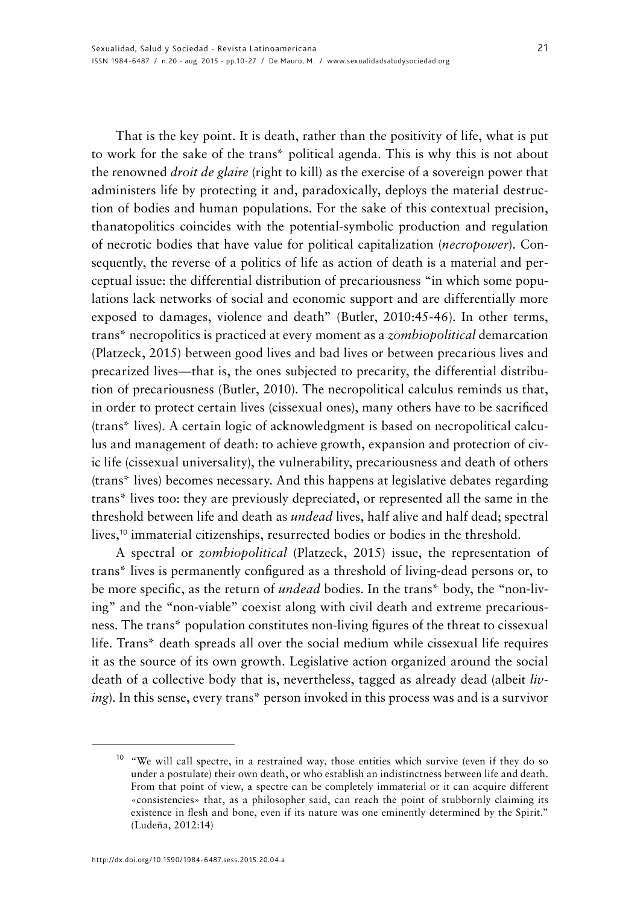That is the key point. It is death, rather than the positivity of life, what is put to work for the sake of the trans* political agenda. This is why this is not about the renowned *droit de glaire* (right to kill) as the exercise of a sovereign power that administers life by protecting it and, paradoxically, deploys the material destruction of bodies and human populations. For the sake of this contextual precision, thanatopolitics coincides with the potential-symbolic production and regulation of necrotic bodies that have value for political capitalization (*necropower*). Consequently, the reverse of a politics of life as action of death is a material and perceptual issue: the differential distribution of precariousness "in which some populations lack networks of social and economic support and are differentially more exposed to damages, violence and death" (Butler, 2010:45-46). In other terms, trans* necropolitics is practiced at every moment as a *zombiopolitical* demarcation (Platzeck, 2015) between good lives and bad lives or between precarious lives and precarized lives—that is, the ones subjected to precarity, the differential distribution of precariousness (Butler, 2010). The necropolitical calculus reminds us that, in order to protect certain lives (cissexual ones), many others have to be sacrificed (trans* lives). A certain logic of acknowledgment is based on necropolitical calculus and management of death: to achieve growth, expansion and protection of civic life (cissexual universality), the vulnerability, precariousness and death of others (trans* lives) becomes necessary. And this happens at legislative debates regarding trans* lives too: they are previously depreciated, or represented all the same in the threshold between life and death as *undead* lives, half alive and half dead; spectral lives,[10] immaterial citizenships, resurrected bodies or bodies in the threshold.

A spectral or *zombiopolitical* (Platzeck, 2015) issue, the representation of trans* lives is permanently configured as a threshold of living-dead persons or, to be more specific, as the return of *undead* bodies. In the trans* body, the "non-living" and the "non-viable" coexist along with civil death and extreme precariousness. The trans* population constitutes non-living figures of the threat to cissexual life. Trans* death spreads all over the social medium while cissexual life requires it as the source of its own growth. Legislative action organized around the social death of a collective body that is, nevertheless, tagged as already dead (albeit *living*). In this sense, every trans* person invoked in this process was and is a survivor

[10] "We will call spectre, in a restrained way, those entities which survive (even if they do so under a postulate) their own death, or who establish an indistinctness between life and death. From that point of view, a spectre can be completely immaterial or it can acquire different «consistencies» that, as a philosopher said, can reach the point of stubbornly claiming its existence in flesh and bone, even if its nature was one eminently determined by the Spirit." (Ludeña, 2012:14)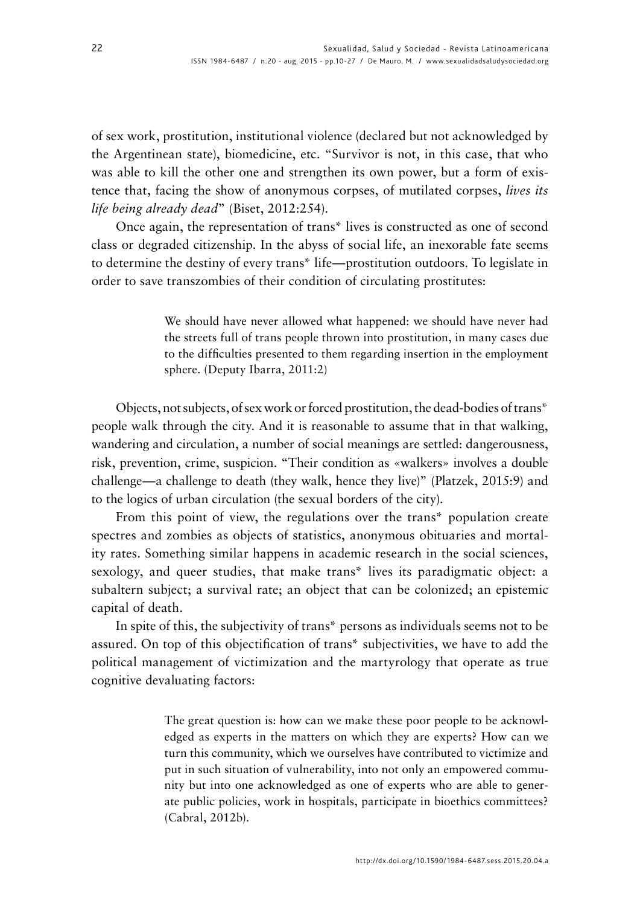of sex work, prostitution, institutional violence (declared but not acknowledged by the Argentinean state), biomedicine, etc. "Survivor is not, in this case, that who was able to kill the other one and strengthen its own power, but a form of existence that, facing the show of anonymous corpses, of mutilated corpses, *lives its life being already dead*" (Biset, 2012:254).

Once again, the representation of trans* lives is constructed as one of second class or degraded citizenship. In the abyss of social life, an inexorable fate seems to determine the destiny of every trans* life—prostitution outdoors. To legislate in order to save transzombies of their condition of circulating prostitutes:

> We should have never allowed what happened: we should have never had the streets full of trans people thrown into prostitution, in many cases due to the difficulties presented to them regarding insertion in the employment sphere. (Deputy Ibarra, 2011:2)

Objects, not subjects, of sex work or forced prostitution, the dead-bodies of trans* people walk through the city. And it is reasonable to assume that in that walking, wandering and circulation, a number of social meanings are settled: dangerousness, risk, prevention, crime, suspicion. "Their condition as «walkers» involves a double challenge—a challenge to death (they walk, hence they live)" (Platzek, 2015:9) and to the logics of urban circulation (the sexual borders of the city).

From this point of view, the regulations over the trans* population create spectres and zombies as objects of statistics, anonymous obituaries and mortality rates. Something similar happens in academic research in the social sciences, sexology, and queer studies, that make trans* lives its paradigmatic object: a subaltern subject; a survival rate; an object that can be colonized; an epistemic capital of death.

In spite of this, the subjectivity of trans* persons as individuals seems not to be assured. On top of this objectification of trans* subjectivities, we have to add the political management of victimization and the martyrology that operate as true cognitive devaluating factors:

> The great question is: how can we make these poor people to be acknowledged as experts in the matters on which they are experts? How can we turn this community, which we ourselves have contributed to victimize and put in such situation of vulnerability, into not only an empowered community but into one acknowledged as one of experts who are able to generate public policies, work in hospitals, participate in bioethics committees? (Cabral, 2012b).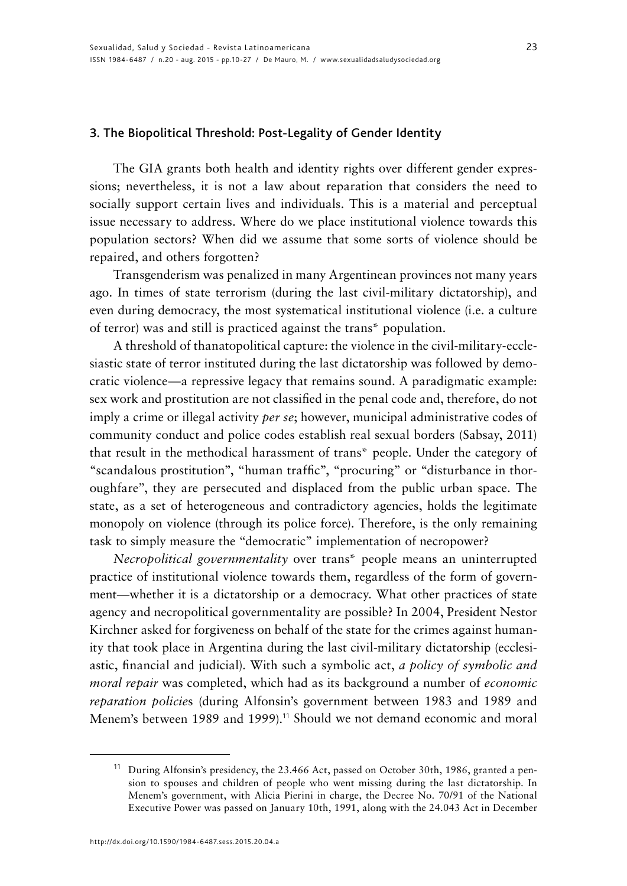## 3. The Biopolitical Threshold: Post-Legality of Gender Identity

The GIA grants both health and identity rights over different gender expressions; nevertheless, it is not a law about reparation that considers the need to socially support certain lives and individuals. This is a material and perceptual issue necessary to address. Where do we place institutional violence towards this population sectors? When did we assume that some sorts of violence should be repaired, and others forgotten?

Transgenderism was penalized in many Argentinean provinces not many years ago. In times of state terrorism (during the last civil-military dictatorship), and even during democracy, the most systematical institutional violence (i.e. a culture of terror) was and still is practiced against the trans* population.

A threshold of thanatopolitical capture: the violence in the civil-military-ecclesiastic state of terror instituted during the last dictatorship was followed by democratic violence—a repressive legacy that remains sound. A paradigmatic example: sex work and prostitution are not classified in the penal code and, therefore, do not imply a crime or illegal activity *per se*; however, municipal administrative codes of community conduct and police codes establish real sexual borders (Sabsay, 2011) that result in the methodical harassment of trans* people. Under the category of "scandalous prostitution", "human traffic", "procuring" or "disturbance in thoroughfare", they are persecuted and displaced from the public urban space. The state, as a set of heterogeneous and contradictory agencies, holds the legitimate monopoly on violence (through its police force). Therefore, is the only remaining task to simply measure the "democratic" implementation of necropower?

*Necropolitical governmentality* over trans* people means an uninterrupted practice of institutional violence towards them, regardless of the form of government—whether it is a dictatorship or a democracy. What other practices of state agency and necropolitical governmentality are possible? In 2004, President Nestor Kirchner asked for forgiveness on behalf of the state for the crimes against humanity that took place in Argentina during the last civil-military dictatorship (ecclesiastic, financial and judicial). With such a symbolic act, *a policy of symbolic and moral repair* was completed, which had as its background a number of *economic reparation policie*s (during Alfonsin's government between 1983 and 1989 and Menem's between 1989 and 1999).[11] Should we not demand economic and moral

[11] During Alfonsin's presidency, the 23.466 Act, passed on October 30th, 1986, granted a pension to spouses and children of people who went missing during the last dictatorship. In Menem's government, with Alicia Pierini in charge, the Decree No. 70/91 of the National Executive Power was passed on January 10th, 1991, along with the 24.043 Act in December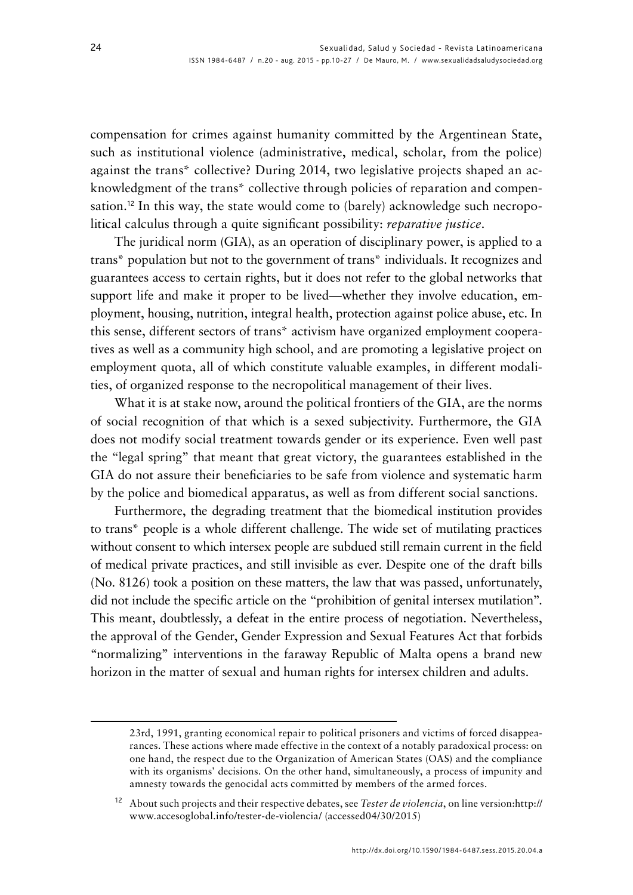compensation for crimes against humanity committed by the Argentinean State, such as institutional violence (administrative, medical, scholar, from the police) against the trans* collective? During 2014, two legislative projects shaped an acknowledgment of the trans* collective through policies of reparation and compensation.[12] In this way, the state would come to (barely) acknowledge such necropolitical calculus through a quite significant possibility: *reparative justice*.

The juridical norm (GIA), as an operation of disciplinary power, is applied to a trans* population but not to the government of trans* individuals. It recognizes and guarantees access to certain rights, but it does not refer to the global networks that support life and make it proper to be lived—whether they involve education, employment, housing, nutrition, integral health, protection against police abuse, etc. In this sense, different sectors of trans* activism have organized employment cooperatives as well as a community high school, and are promoting a legislative project on employment quota, all of which constitute valuable examples, in different modalities, of organized response to the necropolitical management of their lives.

What it is at stake now, around the political frontiers of the GIA, are the norms of social recognition of that which is a sexed subjectivity. Furthermore, the GIA does not modify social treatment towards gender or its experience. Even well past the "legal spring" that meant that great victory, the guarantees established in the GIA do not assure their beneficiaries to be safe from violence and systematic harm by the police and biomedical apparatus, as well as from different social sanctions.

Furthermore, the degrading treatment that the biomedical institution provides to trans* people is a whole different challenge. The wide set of mutilating practices without consent to which intersex people are subdued still remain current in the field of medical private practices, and still invisible as ever. Despite one of the draft bills (No. 8126) took a position on these matters, the law that was passed, unfortunately, did not include the specific article on the "prohibition of genital intersex mutilation". This meant, doubtlessly, a defeat in the entire process of negotiation. Nevertheless, the approval of the Gender, Gender Expression and Sexual Features Act that forbids "normalizing" interventions in the faraway Republic of Malta opens a brand new horizon in the matter of sexual and human rights for intersex children and adults.

---

23rd, 1991, granting economical repair to political prisoners and victims of forced disappearances. These actions where made effective in the context of a notably paradoxical process: on one hand, the respect due to the Organization of American States (OAS) and the compliance with its organisms' decisions. On the other hand, simultaneously, a process of impunity and amnesty towards the genocidal acts committed by members of the armed forces.

[12] About such projects and their respective debates, see *Tester de violencia*, on line version:http://www.accesoglobal.info/tester-de-violencia/ (accessed04/30/2015)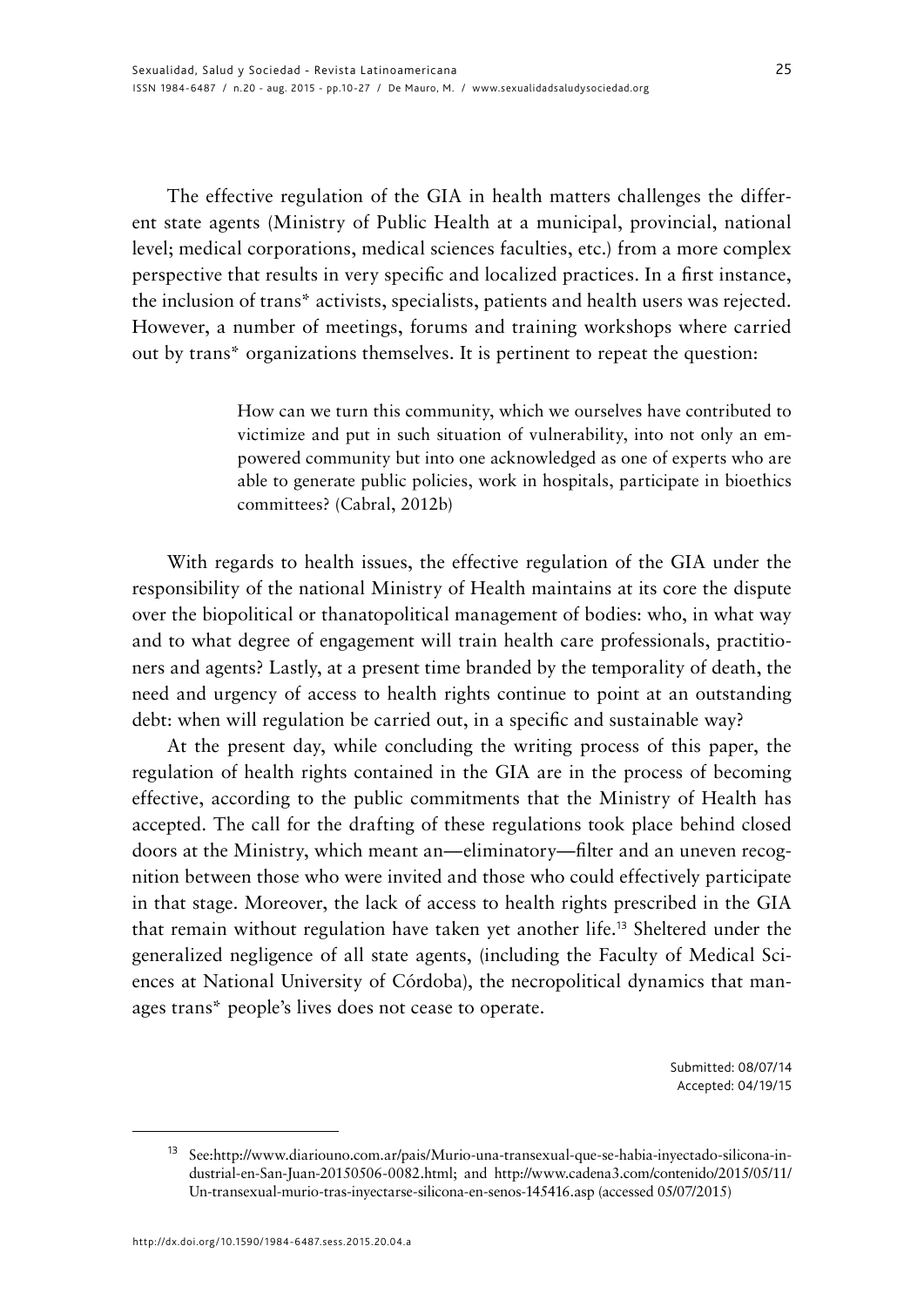The effective regulation of the GIA in health matters challenges the different state agents (Ministry of Public Health at a municipal, provincial, national level; medical corporations, medical sciences faculties, etc.) from a more complex perspective that results in very specific and localized practices. In a first instance, the inclusion of trans* activists, specialists, patients and health users was rejected. However, a number of meetings, forums and training workshops where carried out by trans* organizations themselves. It is pertinent to repeat the question:

> How can we turn this community, which we ourselves have contributed to victimize and put in such situation of vulnerability, into not only an empowered community but into one acknowledged as one of experts who are able to generate public policies, work in hospitals, participate in bioethics committees? (Cabral, 2012b)

With regards to health issues, the effective regulation of the GIA under the responsibility of the national Ministry of Health maintains at its core the dispute over the biopolitical or thanatopolitical management of bodies: who, in what way and to what degree of engagement will train health care professionals, practitioners and agents? Lastly, at a present time branded by the temporality of death, the need and urgency of access to health rights continue to point at an outstanding debt: when will regulation be carried out, in a specific and sustainable way?

At the present day, while concluding the writing process of this paper, the regulation of health rights contained in the GIA are in the process of becoming effective, according to the public commitments that the Ministry of Health has accepted. The call for the drafting of these regulations took place behind closed doors at the Ministry, which meant an—eliminatory—filter and an uneven recognition between those who were invited and those who could effectively participate in that stage. Moreover, the lack of access to health rights prescribed in the GIA that remain without regulation have taken yet another life.[13] Sheltered under the generalized negligence of all state agents, (including the Faculty of Medical Sciences at National University of Córdoba), the necropolitical dynamics that manages trans* people's lives does not cease to operate.

Submitted: 08/07/14
Accepted: 04/19/15

[13] See:http://www.diariouno.com.ar/pais/Murio-una-transexual-que-se-habia-inyectado-silicona-industrial-en-San-Juan-20150506-0082.html; and http://www.cadena3.com/contenido/2015/05/11/Un-transexual-murio-tras-inyectarse-silicona-en-senos-145416.asp (accessed 05/07/2015)

http://dx.doi.org/10.1590/1984-6487.sess.2015.20.04.a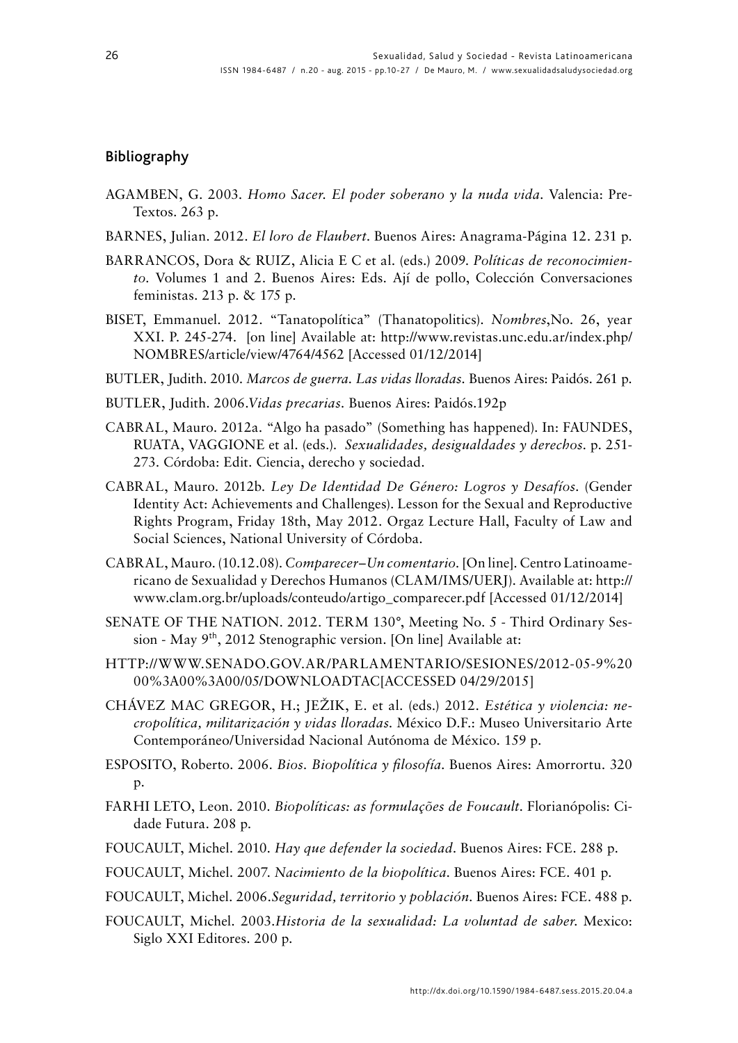## Bibliography

AGAMBEN, G. 2003. *Homo Sacer. El poder soberano y la nuda vida*. Valencia: Pre-Textos. 263 p.

BARNES, Julian. 2012. *El loro de Flaubert*. Buenos Aires: Anagrama-Página 12. 231 p.

BARRANCOS, Dora & RUIZ, Alicia E C et al. (eds.) 2009. *Políticas de reconocimiento*. Volumes 1 and 2. Buenos Aires: Eds. Ají de pollo, Colección Conversaciones feministas. 213 p. & 175 p.

BISET, Emmanuel. 2012. "Tanatopolítica" (Thanatopolitics). *Nombres*,No. 26, year XXI. P. 245-274. [on line] Available at: http://www.revistas.unc.edu.ar/index.php/NOMBRES/article/view/4764/4562 [Accessed 01/12/2014]

BUTLER, Judith. 2010. *Marcos de guerra. Las vidas lloradas*. Buenos Aires: Paidós. 261 p.

BUTLER, Judith. 2006.*Vidas precarias*. Buenos Aires: Paidós.192p

CABRAL, Mauro. 2012a. "Algo ha pasado" (Something has happened). In: FAUNDES, RUATA, VAGGIONE et al. (eds.). *Sexualidades, desigualdades y derechos*. p. 251-273. Córdoba: Edit. Ciencia, derecho y sociedad.

CABRAL, Mauro. 2012b. *Ley De Identidad De Género: Logros y Desafíos*. (Gender Identity Act: Achievements and Challenges). Lesson for the Sexual and Reproductive Rights Program, Friday 18th, May 2012. Orgaz Lecture Hall, Faculty of Law and Social Sciences, National University of Córdoba.

CABRAL, Mauro. (10.12.08). *Comparecer–Un comentario*. [On line]. Centro Latinoamericano de Sexualidad y Derechos Humanos (CLAM/IMS/UERJ). Available at: http://www.clam.org.br/uploads/conteudo/artigo_comparecer.pdf [Accessed 01/12/2014]

SENATE OF THE NATION. 2012. TERM 130°, Meeting No. 5 - Third Ordinary Session - May 9th, 2012 Stenographic version. [On line] Available at:

HTTP://WWW.SENADO.GOV.AR/PARLAMENTARIO/SESIONES/2012-05-9%2000%3A00%3A00/05/DOWNLOADTAC[ACCESSED 04/29/2015]

CHÁVEZ MAC GREGOR, H.; JEŽIK, E. et al. (eds.) 2012. *Estética y violencia: necropolítica, militarización y vidas lloradas*. México D.F.: Museo Universitario Arte Contemporáneo/Universidad Nacional Autónoma de México. 159 p.

ESPOSITO, Roberto. 2006. *Bios. Biopolítica y filosofía*. Buenos Aires: Amorrortu. 320 p.

FARHI LETO, Leon. 2010. *Biopolíticas: as formulações de Foucault*. Florianópolis: Cidade Futura. 208 p.

FOUCAULT, Michel. 2010. *Hay que defender la sociedad*. Buenos Aires: FCE. 288 p.

FOUCAULT, Michel. 2007. *Nacimiento de la biopolítica*. Buenos Aires: FCE. 401 p.

FOUCAULT, Michel. 2006.*Seguridad, territorio y población*. Buenos Aires: FCE. 488 p.

FOUCAULT, Michel. 2003.*Historia de la sexualidad: La voluntad de saber*. Mexico: Siglo XXI Editores. 200 p.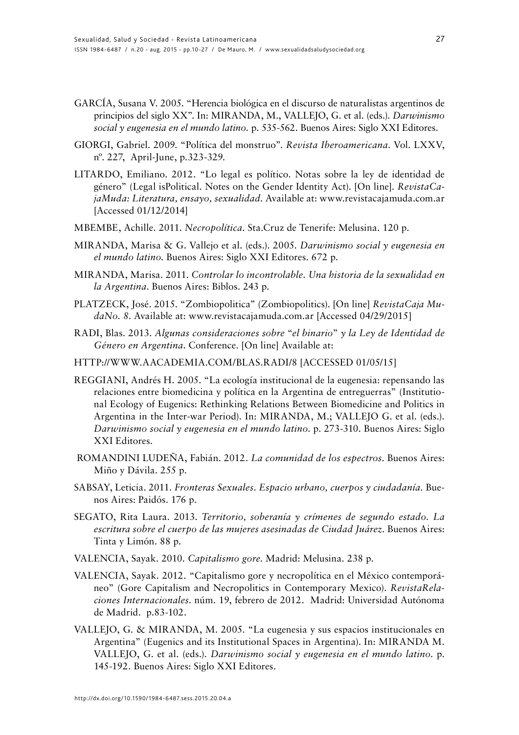GARCÍA, Susana V. 2005. "Herencia biológica en el discurso de naturalistas argentinos de principios del siglo XX". In: MIRANDA, M., VALLEJO, G. et al. (eds.). *Darwinismo social y eugenesia en el mundo latino*. p. 535-562. Buenos Aires: Siglo XXI Editores.

GIORGI, Gabriel. 2009. "Política del monstruo". *Revista Iberoamericana*. Vol. LXXV, nº. 227, April-June, p.323-329.

LITARDO, Emiliano. 2012. "Lo legal es político. Notas sobre la ley de identidad de género" (Legal isPolitical. Notes on the Gender Identity Act). [On line]. *RevistaCajaMuda: Literatura, ensayo, sexualidad*. Available at: www.revistacajamuda.com.ar [Accessed 01/12/2014]

MBEMBE, Achille. 2011. *Necropolítica*. Sta.Cruz de Tenerife: Melusina. 120 p.

MIRANDA, Marisa & G. Vallejo et al. (eds.). 2005. *Darwinismo social y eugenesia en el mundo latino*. Buenos Aires: Siglo XXI Editores. 672 p.

MIRANDA, Marisa. 2011. *Controlar lo incontrolable. Una historia de la sexualidad en la Argentina*. Buenos Aires: Biblos. 243 p.

PLATZECK, José. 2015. "Zombiopolitica" (Zombiopolitics). [On line] *RevistaCaja MudaNo. 8*. Available at: www.revistacajamuda.com.ar [Accessed 04/29/2015]

RADI, Blas. 2013. *Algunas consideraciones sobre "el binario" y la Ley de Identidad de Género en Argentina*. Conference. [On line] Available at:

HTTP://WWW.AACADEMIA.COM/BLAS.RADI/8 [ACCESSED 01/05/15]

REGGIANI, Andrés H. 2005. "La ecología institucional de la eugenesia: repensando las relaciones entre biomedicina y política en la Argentina de entreguerras" (Institutional Ecology of Eugenics: Rethinking Relations Between Biomedicine and Politics in Argentina in the Inter-war Period). In: MIRANDA, M.; VALLEJO G. et al. (eds.). *Darwinismo social y eugenesia en el mundo latino*. p. 273-310. Buenos Aires: Siglo XXI Editores.

ROMANDINI LUDEÑA, Fabián. 2012. *La comunidad de los espectros*. Buenos Aires: Miño y Dávila. 255 p.

SABSAY, Leticia. 2011. *Fronteras Sexuales. Espacio urbano, cuerpos y ciudadanía*. Buenos Aires: Paidós. 176 p.

SEGATO, Rita Laura. 2013. *Territorio, soberanía y crímenes de segundo estado. La escritura sobre el cuerpo de las mujeres asesinadas de Ciudad Juárez*. Buenos Aires: Tinta y Limón. 88 p.

VALENCIA, Sayak. 2010. *Capitalismo gore*. Madrid: Melusina. 238 p.

VALENCIA, Sayak. 2012. "Capitalismo gore y necropolítica en el México contemporáneo" (Gore Capitalism and Necropolitics in Contemporary Mexico). *RevistaRelaciones Internacionales*. núm. 19, febrero de 2012. Madrid: Universidad Autónoma de Madrid. p.83-102.

VALLEJO, G. & MIRANDA, M. 2005. "La eugenesia y sus espacios institucionales en Argentina" (Eugenics and its Institutional Spaces in Argentina). In: MIRANDA M. VALLEJO, G. et al. (eds.). *Darwinismo social y eugenesia en el mundo latino*. p. 145-192. Buenos Aires: Siglo XXI Editores.